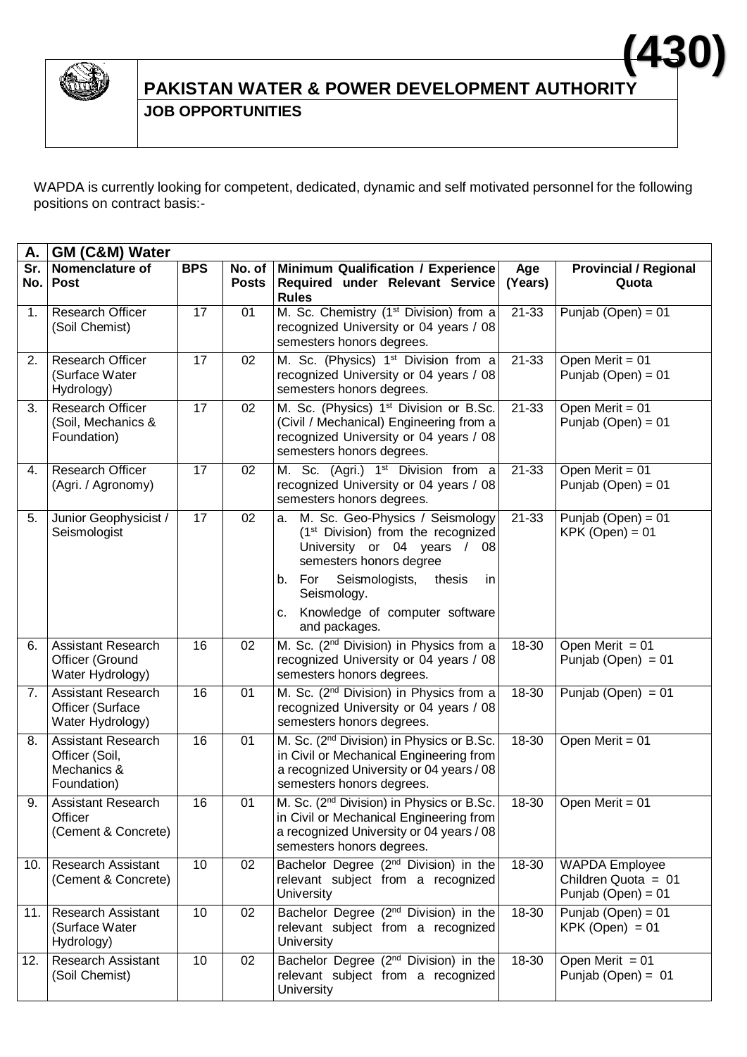**(430)**

# PAKISTAN WATER & POWER DEVELOPMENT AUTHORITY

## JOB OPPORTUNITIES

WAPDA is currently looking for competent, dedicated, dynamic and self motivated personnel for the following positions on contract basis:-

| A. | GM (C&M) Water | | | | | |
|---|---|---|---|---|---|---|
| **Sr. No.** | **Nomenclature of Post** | **BPS** | **No. of Posts** | **Minimum Qualification / Experience Required under Relevant Service Rules** | **Age (Years)** | **Provincial / Regional Quota** |
| 1. | Research Officer (Soil Chemist) | 17 | 01 | M. Sc. Chemistry (1st Division) from a recognized University or 04 years / 08 semesters honors degrees. | 21-33 | Punjab (Open) = 01 |
| 2. | Research Officer (Surface Water Hydrology) | 17 | 02 | M. Sc. (Physics) 1st Division from a recognized University or 04 years / 08 semesters honors degrees. | 21-33 | Open Merit = 01<br>Punjab (Open) = 01 |
| 3. | Research Officer (Soil, Mechanics & Foundation) | 17 | 02 | M. Sc. (Physics) 1st Division or B.Sc. (Civil / Mechanical) Engineering from a recognized University or 04 years / 08 semesters honors degrees. | 21-33 | Open Merit = 01<br>Punjab (Open) = 01 |
| 4. | Research Officer (Agri. / Agronomy) | 17 | 02 | M. Sc. (Agri.) 1st Division from a recognized University or 04 years / 08 semesters honors degrees. | 21-33 | Open Merit = 01<br>Punjab (Open) = 01 |
| 5. | Junior Geophysicist / Seismologist | 17 | 02 | a. M. Sc. Geo-Physics / Seismology (1st Division) from the recognized University or 04 years / 08 semesters honors degree<br>b. For Seismologists, thesis in Seismology.<br>c. Knowledge of computer software and packages. | 21-33 | Punjab (Open) = 01<br>KPK (Open) = 01 |
| 6. | Assistant Research Officer (Ground Water Hydrology) | 16 | 02 | M. Sc. (2nd Division) in Physics from a recognized University or 04 years / 08 semesters honors degrees. | 18-30 | Open Merit = 01<br>Punjab (Open) = 01 |
| 7. | Assistant Research Officer (Surface Water Hydrology) | 16 | 01 | M. Sc. (2nd Division) in Physics from a recognized University or 04 years / 08 semesters honors degrees. | 18-30 | Punjab (Open) = 01 |
| 8. | Assistant Research Officer (Soil, Mechanics & Foundation) | 16 | 01 | M. Sc. (2nd Division) in Physics or B.Sc. in Civil or Mechanical Engineering from a recognized University or 04 years / 08 semesters honors degrees. | 18-30 | Open Merit = 01 |
| 9. | Assistant Research Officer (Cement & Concrete) | 16 | 01 | M. Sc. (2nd Division) in Physics or B.Sc. in Civil or Mechanical Engineering from a recognized University or 04 years / 08 semesters honors degrees. | 18-30 | Open Merit = 01 |
| 10. | Research Assistant (Cement & Concrete) | 10 | 02 | Bachelor Degree (2nd Division) in the relevant subject from a recognized University | 18-30 | WAPDA Employee Children Quota = 01<br>Punjab (Open) = 01 |
| 11. | Research Assistant (Surface Water Hydrology) | 10 | 02 | Bachelor Degree (2nd Division) in the relevant subject from a recognized University | 18-30 | Punjab (Open) = 01<br>KPK (Open) = 01 |
| 12. | Research Assistant (Soil Chemist) | 10 | 02 | Bachelor Degree (2nd Division) in the relevant subject from a recognized University | 18-30 | Open Merit = 01<br>Punjab (Open) = 01 |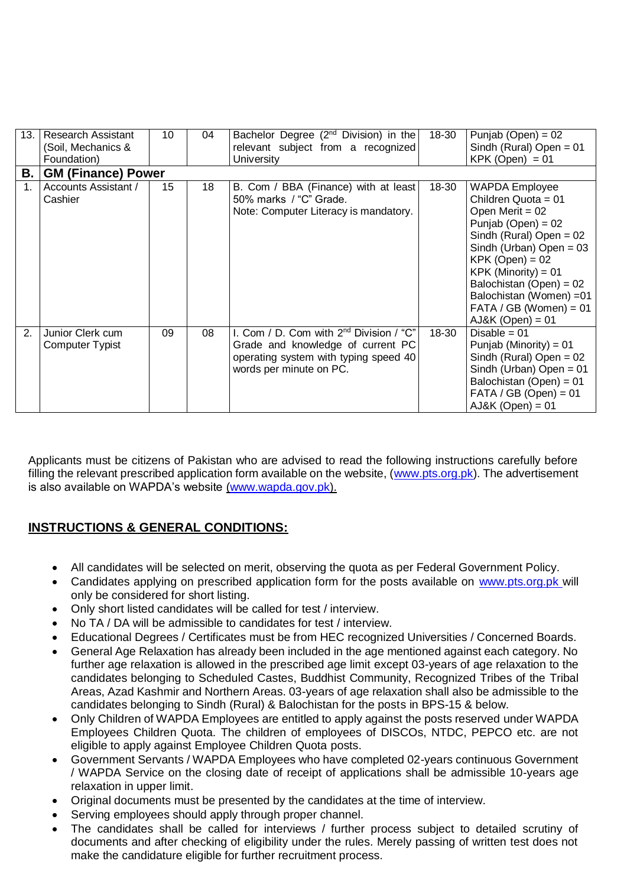| 13. | Research Assistant (Soil, Mechanics & Foundation) | 10 | 04 | Bachelor Degree (2nd Division) in the relevant subject from a recognized University | 18-30 | Punjab (Open) = 02<br>Sindh (Rural) Open = 01<br>KPK (Open) = 01 |
|---|---|---|---|---|---|---|
| **B.** | **GM (Finance) Power** | | | | | |
| 1. | Accounts Assistant / Cashier | 15 | 18 | B. Com / BBA (Finance) with at least 50% marks / "C" Grade.<br>Note: Computer Literacy is mandatory. | 18-30 | WAPDA Employee Children Quota = 01<br>Open Merit = 02<br>Punjab (Open) = 02<br>Sindh (Rural) Open = 02<br>Sindh (Urban) Open = 03<br>KPK (Open) = 02<br>KPK (Minority) = 01<br>Balochistan (Open) = 02<br>Balochistan (Women) =01<br>FATA / GB (Women) = 01<br>AJ&K (Open) = 01 |
| 2. | Junior Clerk cum Computer Typist | 09 | 08 | I. Com / D. Com with 2nd Division / "C" Grade and knowledge of current PC operating system with typing speed 40 words per minute on PC. | 18-30 | Disable = 01<br>Punjab (Minority) = 01<br>Sindh (Rural) Open = 02<br>Sindh (Urban) Open = 01<br>Balochistan (Open) = 01<br>FATA / GB (Open) = 01<br>AJ&K (Open) = 01 |

Applicants must be citizens of Pakistan who are advised to read the following instructions carefully before filling the relevant prescribed application form available on the website, (www.pts.org.pk). The advertisement is also available on WAPDA's website (www.wapda.gov.pk).

## INSTRUCTIONS & GENERAL CONDITIONS:

- All candidates will be selected on merit, observing the quota as per Federal Government Policy.
- Candidates applying on prescribed application form for the posts available on www.pts.org.pk will only be considered for short listing.
- Only short listed candidates will be called for test / interview.
- No TA / DA will be admissible to candidates for test / interview.
- Educational Degrees / Certificates must be from HEC recognized Universities / Concerned Boards.
- General Age Relaxation has already been included in the age mentioned against each category. No further age relaxation is allowed in the prescribed age limit except 03-years of age relaxation to the candidates belonging to Scheduled Castes, Buddhist Community, Recognized Tribes of the Tribal Areas, Azad Kashmir and Northern Areas. 03-years of age relaxation shall also be admissible to the candidates belonging to Sindh (Rural) & Balochistan for the posts in BPS-15 & below.
- Only Children of WAPDA Employees are entitled to apply against the posts reserved under WAPDA Employees Children Quota. The children of employees of DISCOs, NTDC, PEPCO etc. are not eligible to apply against Employee Children Quota posts.
- Government Servants / WAPDA Employees who have completed 02-years continuous Government / WAPDA Service on the closing date of receipt of applications shall be admissible 10-years age relaxation in upper limit.
- Original documents must be presented by the candidates at the time of interview.
- Serving employees should apply through proper channel.
- The candidates shall be called for interviews / further process subject to detailed scrutiny of documents and after checking of eligibility under the rules. Merely passing of written test does not make the candidature eligible for further recruitment process.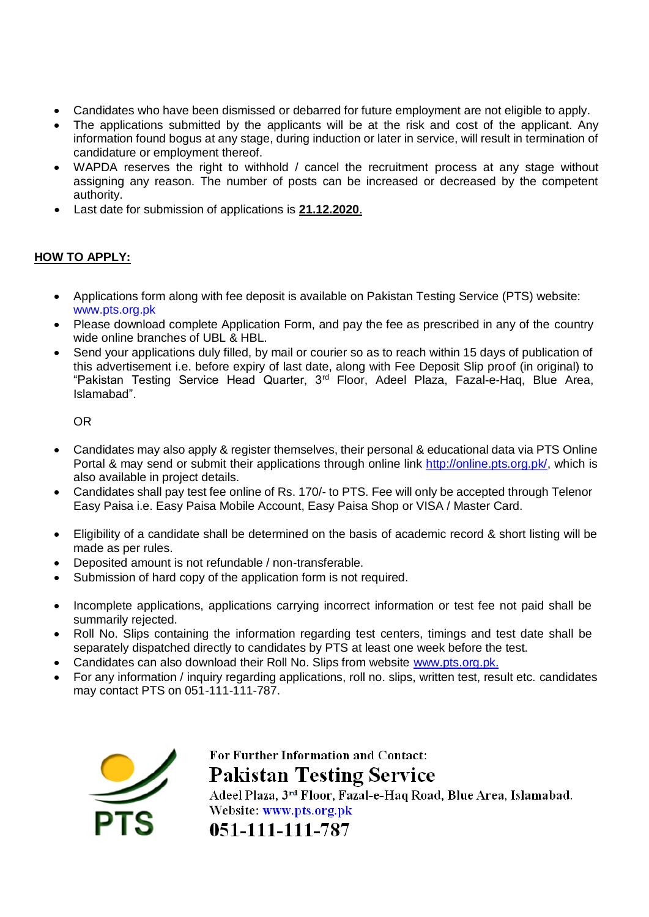- Candidates who have been dismissed or debarred for future employment are not eligible to apply.
- The applications submitted by the applicants will be at the risk and cost of the applicant. Any information found bogus at any stage, during induction or later in service, will result in termination of candidature or employment thereof.
- WAPDA reserves the right to withhold / cancel the recruitment process at any stage without assigning any reason. The number of posts can be increased or decreased by the competent authority.
- Last date for submission of applications is **21.12.2020**.

**HOW TO APPLY:**

- Applications form along with fee deposit is available on Pakistan Testing Service (PTS) website: www.pts.org.pk
- Please download complete Application Form, and pay the fee as prescribed in any of the country wide online branches of UBL & HBL.
- Send your applications duly filled, by mail or courier so as to reach within 15 days of publication of this advertisement i.e. before expiry of last date, along with Fee Deposit Slip proof (in original) to "Pakistan Testing Service Head Quarter, 3rd Floor, Adeel Plaza, Fazal-e-Haq, Blue Area, Islamabad".

OR

- Candidates may also apply & register themselves, their personal & educational data via PTS Online Portal & may send or submit their applications through online link http://online.pts.org.pk/, which is also available in project details.
- Candidates shall pay test fee online of Rs. 170/- to PTS. Fee will only be accepted through Telenor Easy Paisa i.e. Easy Paisa Mobile Account, Easy Paisa Shop or VISA / Master Card.

- Eligibility of a candidate shall be determined on the basis of academic record & short listing will be made as per rules.
- Deposited amount is not refundable / non-transferable.
- Submission of hard copy of the application form is not required.

- Incomplete applications, applications carrying incorrect information or test fee not paid shall be summarily rejected.
- Roll No. Slips containing the information regarding test centers, timings and test date shall be separately dispatched directly to candidates by PTS at least one week before the test.
- Candidates can also download their Roll No. Slips from website www.pts.org.pk.
- For any information / inquiry regarding applications, roll no. slips, written test, result etc. candidates may contact PTS on 051-111-111-787.

PTS

For Further Information and Contact:

**Pakistan Testing Service**

Adeel Plaza, 3rd Floor, Fazal-e-Haq Road, Blue Area, Islamabad.

Website: www.pts.org.pk

**051-111-111-787**